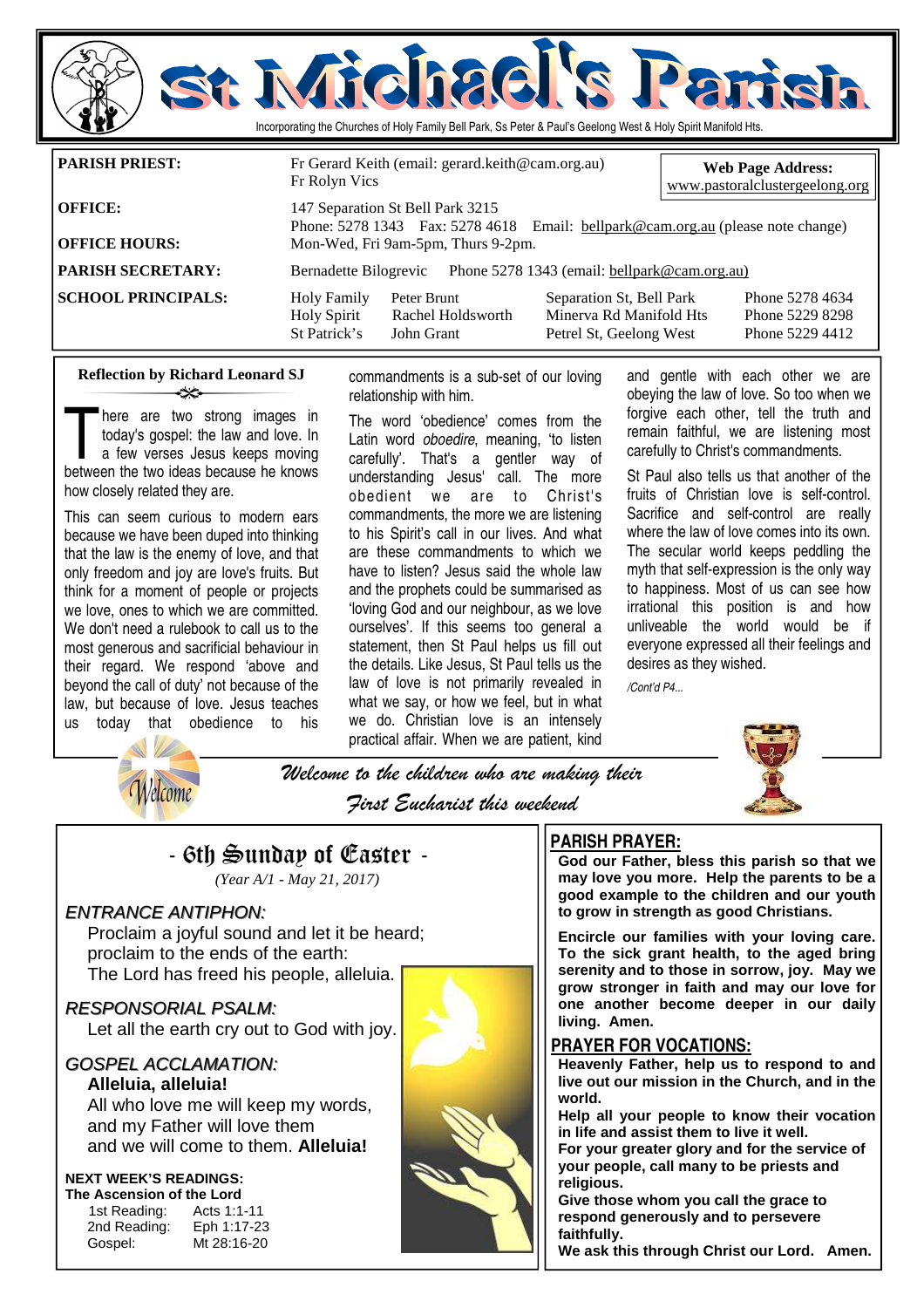# St Michael's Parish

Incorporating the Churches of Holy Family Bell Park, Ss Peter & Paul's Geelong West & Holy Spirit Manifold Hts.

**Web Page Address:** www.pastoralclustergeelong.org

| | |
|---|---|
| **PARISH PRIEST:** | Fr Gerard Keith (email: gerard.keith@cam.org.au)<br>Fr Rolyn Vics |
| **OFFICE:** | 147 Separation St Bell Park 3215<br>Phone: 5278 1343 Fax: 5278 4618 Email: bellpark@cam.org.au (please note change) |
| **OFFICE HOURS:** | Mon-Wed, Fri 9am-5pm, Thurs 9-2pm. |
| **PARISH SECRETARY:** | Bernadette Bilogrevic Phone 5278 1343 (email: bellpark@cam.org.au) |

**SCHOOL PRINCIPALS:**

| School | Principal | Address | Phone |
|---|---|---|---|
| Holy Family | Peter Brunt | Separation St, Bell Park | Phone 5278 4634 |
| Holy Spirit | Rachel Holdsworth | Minerva Rd Manifold Hts | Phone 5229 8298 |
| St Patrick's | John Grant | Petrel St, Geelong West | Phone 5229 4412 |

## Reflection by Richard Leonard SJ

There are two strong images in today's gospel: the law and love. In a few verses Jesus keeps moving between the two ideas because he knows how closely related they are.

This can seem curious to modern ears because we have been duped into thinking that the law is the enemy of love, and that only freedom and joy are love's fruits. But think for a moment of people or projects we love, ones to which we are committed. We don't need a rulebook to call us to the most generous and sacrificial behaviour in their regard. We respond 'above and beyond the call of duty' not because of the law, but because of love. Jesus teaches us today that obedience to his commandments is a sub-set of our loving relationship with him.

The word 'obedience' comes from the Latin word *oboedire*, meaning, 'to listen carefully'. That's a gentler way of understanding Jesus' call. The more obedient we are to Christ's commandments, the more we are listening to his Spirit's call in our lives. And what are these commandments to which we have to listen? Jesus said the whole law and the prophets could be summarised as 'loving God and our neighbour, as we love ourselves'. If this seems too general a statement, then St Paul helps us fill out the details. Like Jesus, St Paul tells us the law of love is not primarily revealed in what we say, or how we feel, but in what we do. Christian love is an intensely practical affair. When we are patient, kind and gentle with each other we are obeying the law of love. So too when we forgive each other, tell the truth and remain faithful, we are listening most carefully to Christ's commandments.

St Paul also tells us that another of the fruits of Christian love is self-control. Sacrifice and self-control are really where the law of love comes into its own. The secular world keeps peddling the myth that self-expression is the only way to happiness. Most of us can see how irrational this position is and how unliveable the world would be if everyone expressed all their feelings and desires as they wished.

*/Cont'd P4...*

*Welcome to the children who are making their First Eucharist this weekend*

## - 6th Sunday of Easter -

*(Year A/1 - May 21, 2017)*

### *ENTRANCE ANTIPHON:*

Proclaim a joyful sound and let it be heard;
proclaim to the ends of the earth:
The Lord has freed his people, alleluia.

### *RESPONSORIAL PSALM:*

Let all the earth cry out to God with joy.

### *GOSPEL ACCLAMATION:*

**Alleluia, alleluia!**
All who love me will keep my words,
and my Father will love them
and we will come to them. **Alleluia!**

**NEXT WEEK'S READINGS:**
**The Ascension of the Lord**

| | |
|---|---|
| 1st Reading: | Acts 1:1-11 |
| 2nd Reading: | Eph 1:17-23 |
| Gospel: | Mt 28:16-20 |

## PARISH PRAYER:

**God our Father, bless this parish so that we may love you more. Help the parents to be a good example to the children and our youth to grow in strength as good Christians.**

**Encircle our families with your loving care. To the sick grant health, to the aged bring serenity and to those in sorrow, joy. May we grow stronger in faith and may our love for one another become deeper in our daily living. Amen.**

## PRAYER FOR VOCATIONS:

**Heavenly Father, help us to respond to and live out our mission in the Church, and in the world.**
**Help all your people to know their vocation in life and assist them to live it well.**
**For your greater glory and for the service of your people, call many to be priests and religious.**
**Give those whom you call the grace to respond generously and to persevere faithfully.**
**We ask this through Christ our Lord. Amen.**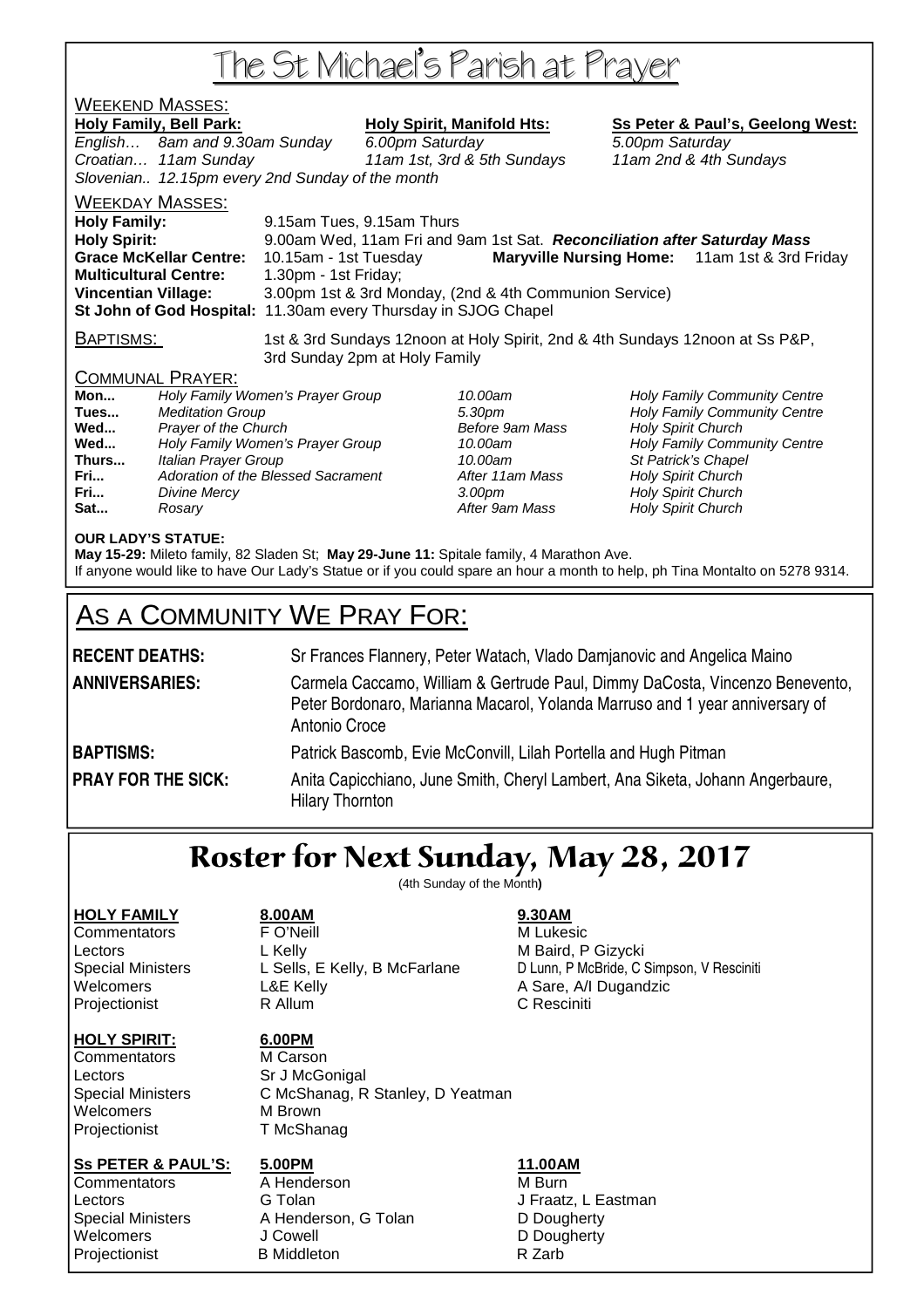# The St Michael's Parish at Prayer

## WEEKEND MASSES:

| **Holy Family, Bell Park:** | | **Holy Spirit, Manifold Hts:** | **Ss Peter & Paul's, Geelong West:** |
|---|---|---|---|
| *English…* | *8am and 9.30am Sunday* | *6.00pm Saturday* | *5.00pm Saturday* |
| *Croatian…* | *11am Sunday* | *11am 1st, 3rd & 5th Sundays* | *11am 2nd & 4th Sundays* |
| *Slovenian..* | *12.15pm every 2nd Sunday of the month* | | |

## WEEKDAY MASSES:

**Holy Family:** 9.15am Tues, 9.15am Thurs
**Holy Spirit:** 9.00am Wed, 11am Fri and 9am 1st Sat. ***Reconciliation after Saturday Mass***
**Grace McKellar Centre:** 10.15am - 1st Tuesday **Maryville Nursing Home:** 11am 1st & 3rd Friday
**Multicultural Centre:** 1.30pm - 1st Friday;
**Vincentian Village:** 3.00pm 1st & 3rd Monday, (2nd & 4th Communion Service)
**St John of God Hospital:** 11.30am every Thursday in SJOG Chapel

BAPTISMS: 1st & 3rd Sundays 12noon at Holy Spirit, 2nd & 4th Sundays 12noon at Ss P&P, 3rd Sunday 2pm at Holy Family

## COMMUNAL PRAYER:

| | | | |
|---|---|---|---|
| **Mon...** | *Holy Family Women's Prayer Group* | *10.00am* | *Holy Family Community Centre* |
| **Tues...** | *Meditation Group* | *5.30pm* | *Holy Family Community Centre* |
| **Wed...** | *Prayer of the Church* | *Before 9am Mass* | *Holy Spirit Church* |
| **Wed...** | *Holy Family Women's Prayer Group* | *10.00am* | *Holy Family Community Centre* |
| **Thurs...** | *Italian Prayer Group* | *10.00am* | *St Patrick's Chapel* |
| **Fri...** | *Adoration of the Blessed Sacrament* | *After 11am Mass* | *Holy Spirit Church* |
| **Fri...** | *Divine Mercy* | *3.00pm* | *Holy Spirit Church* |
| **Sat...** | *Rosary* | *After 9am Mass* | *Holy Spirit Church* |

**OUR LADY'S STATUE:**
**May 15-29:** Mileto family, 82 Sladen St; **May 29-June 11:** Spitale family, 4 Marathon Ave.
If anyone would like to have Our Lady's Statue or if you could spare an hour a month to help, ph Tina Montalto on 5278 9314.

# AS A COMMUNITY WE PRAY FOR:

**RECENT DEATHS:** Sr Frances Flannery, Peter Watach, Vlado Damjanovic and Angelica Maino

**ANNIVERSARIES:** Carmela Caccamo, William & Gertrude Paul, Dimmy DaCosta, Vincenzo Benevento, Peter Bordonaro, Marianna Macarol, Yolanda Marruso and 1 year anniversary of Antonio Croce

**BAPTISMS:** Patrick Bascomb, Evie McConvill, Lilah Portella and Hugh Pitman

**PRAY FOR THE SICK:** Anita Capicchiano, June Smith, Cheryl Lambert, Ana Siketa, Johann Angerbaure, Hilary Thornton

# Roster for Next Sunday, May 28, 2017

(4th Sunday of the Month)

| **HOLY FAMILY** | **8.00AM** | **9.30AM** |
|---|---|---|
| Commentators | F O'Neill | M Lukesic |
| Lectors | L Kelly | M Baird, P Gizycki |
| Special Ministers | L Sells, E Kelly, B McFarlane | D Lunn, P McBride, C Simpson, V Resciniti |
| Welcomers | L&E Kelly | A Sare, A/I Dugandzic |
| Projectionist | R Allum | C Resciniti |

| **HOLY SPIRIT:** | **6.00PM** |
|---|---|
| Commentators | M Carson |
| Lectors | Sr J McGonigal |
| Special Ministers | C McShanag, R Stanley, D Yeatman |
| Welcomers | M Brown |
| Projectionist | T McShanag |

| **Ss PETER & PAUL'S:** | **5.00PM** | **11.00AM** |
|---|---|---|
| Commentators | A Henderson | M Burn |
| Lectors | G Tolan | J Fraatz, L Eastman |
| Special Ministers | A Henderson, G Tolan | D Dougherty |
| Welcomers | J Cowell | D Dougherty |
| Projectionist | B Middleton | R Zarb |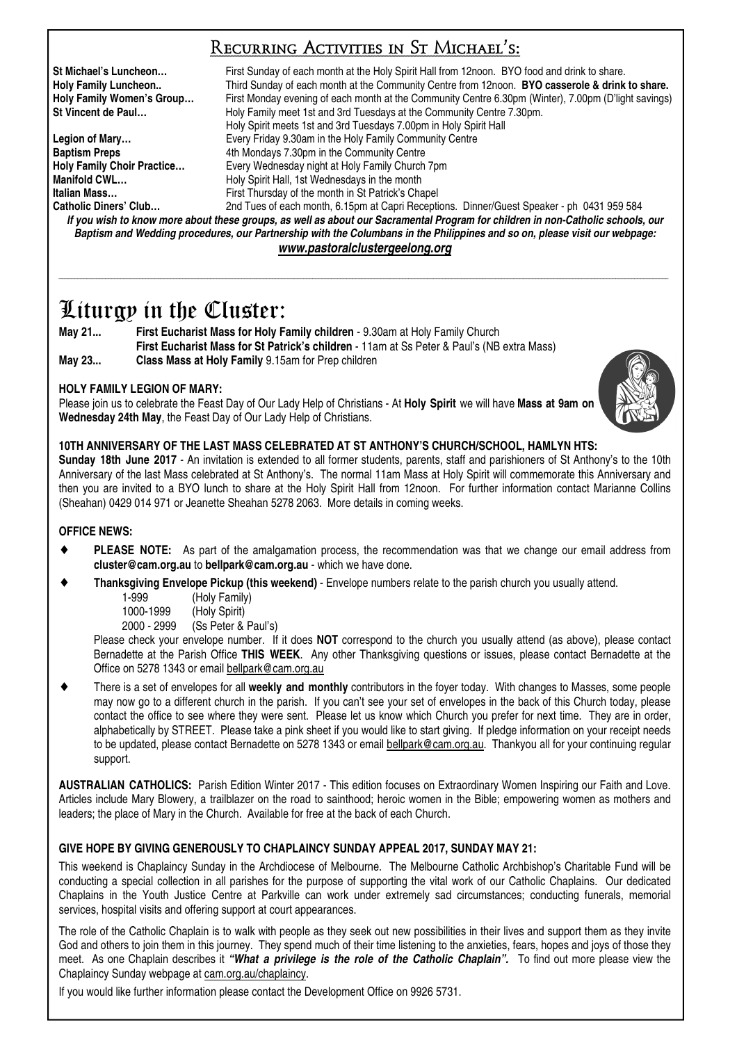## Recurring Activities in St Michael's:

| | |
|---|---|
| **St Michael's Luncheon…** | First Sunday of each month at the Holy Spirit Hall from 12noon. BYO food and drink to share. |
| **Holy Family Luncheon..** | Third Sunday of each month at the Community Centre from 12noon. **BYO casserole & drink to share.** |
| **Holy Family Women's Group…** | First Monday evening of each month at the Community Centre 6.30pm (Winter), 7.00pm (D'light savings) |
| **St Vincent de Paul…** | Holy Family meet 1st and 3rd Tuesdays at the Community Centre 7.30pm. Holy Spirit meets 1st and 3rd Tuesdays 7.00pm in Holy Spirit Hall |
| **Legion of Mary…** | Every Friday 9.30am in the Holy Family Community Centre |
| **Baptism Preps** | 4th Mondays 7.30pm in the Community Centre |
| **Holy Family Choir Practice…** | Every Wednesday night at Holy Family Church 7pm |
| **Manifold CWL…** | Holy Spirit Hall, 1st Wednesdays in the month |
| **Italian Mass…** | First Thursday of the month in St Patrick's Chapel |
| **Catholic Diners' Club…** | 2nd Tues of each month, 6.15pm at Capri Receptions. Dinner/Guest Speaker - ph 0431 959 584 |

***If you wish to know more about these groups, as well as about our Sacramental Program for children in non-Catholic schools, our Baptism and Wedding procedures, our Partnership with the Columbans in the Philippines and so on, please visit our webpage:***

***www.pastoralclustergeelong.org***

# Liturgy in the Cluster:

**May 21...** **First Eucharist Mass for Holy Family children** - 9.30am at Holy Family Church
**First Eucharist Mass for St Patrick's children** - 11am at Ss Peter & Paul's (NB extra Mass)

**May 23...** **Class Mass at Holy Family** 9.15am for Prep children

### HOLY FAMILY LEGION OF MARY:

Please join us to celebrate the Feast Day of Our Lady Help of Christians - At **Holy Spirit** we will have **Mass at 9am on Wednesday 24th May**, the Feast Day of Our Lady Help of Christians.

### 10TH ANNIVERSARY OF THE LAST MASS CELEBRATED AT ST ANTHONY'S CHURCH/SCHOOL, HAMLYN HTS:

**Sunday 18th June 2017** - An invitation is extended to all former students, parents, staff and parishioners of St Anthony's to the 10th Anniversary of the last Mass celebrated at St Anthony's. The normal 11am Mass at Holy Spirit will commemorate this Anniversary and then you are invited to a BYO lunch to share at the Holy Spirit Hall from 12noon. For further information contact Marianne Collins (Sheahan) 0429 014 971 or Jeanette Sheahan 5278 2063. More details in coming weeks.

### OFFICE NEWS:

- **PLEASE NOTE:** As part of the amalgamation process, the recommendation was that we change our email address from **cluster@cam.org.au** to **bellpark@cam.org.au** - which we have done.
- **Thanksgiving Envelope Pickup (this weekend)** - Envelope numbers relate to the parish church you usually attend.

  1-999 (Holy Family)
  1000-1999 (Holy Spirit)
  2000 - 2999 (Ss Peter & Paul's)

  Please check your envelope number. If it does **NOT** correspond to the church you usually attend (as above), please contact Bernadette at the Parish Office **THIS WEEK**. Any other Thanksgiving questions or issues, please contact Bernadette at the Office on 5278 1343 or email bellpark@cam.org.au
- There is a set of envelopes for all **weekly and monthly** contributors in the foyer today. With changes to Masses, some people may now go to a different church in the parish. If you can't see your set of envelopes in the back of this Church today, please contact the office to see where they were sent. Please let us know which Church you prefer for next time. They are in order, alphabetically by STREET. Please take a pink sheet if you would like to start giving. If pledge information on your receipt needs to be updated, please contact Bernadette on 5278 1343 or email bellpark@cam.org.au. Thankyou all for your continuing regular support.

**AUSTRALIAN CATHOLICS:** Parish Edition Winter 2017 - This edition focuses on Extraordinary Women Inspiring our Faith and Love. Articles include Mary Blowery, a trailblazer on the road to sainthood; heroic women in the Bible; empowering women as mothers and leaders; the place of Mary in the Church. Available for free at the back of each Church.

### GIVE HOPE BY GIVING GENEROUSLY TO CHAPLAINCY SUNDAY APPEAL 2017, SUNDAY MAY 21:

This weekend is Chaplaincy Sunday in the Archdiocese of Melbourne. The Melbourne Catholic Archbishop's Charitable Fund will be conducting a special collection in all parishes for the purpose of supporting the vital work of our Catholic Chaplains. Our dedicated Chaplains in the Youth Justice Centre at Parkville can work under extremely sad circumstances; conducting funerals, memorial services, hospital visits and offering support at court appearances.

The role of the Catholic Chaplain is to walk with people as they seek out new possibilities in their lives and support them as they invite God and others to join them in this journey. They spend much of their time listening to the anxieties, fears, hopes and joys of those they meet. As one Chaplain describes it ***"What a privilege is the role of the Catholic Chaplain".*** To find out more please view the Chaplaincy Sunday webpage at cam.org.au/chaplaincy.

If you would like further information please contact the Development Office on 9926 5731.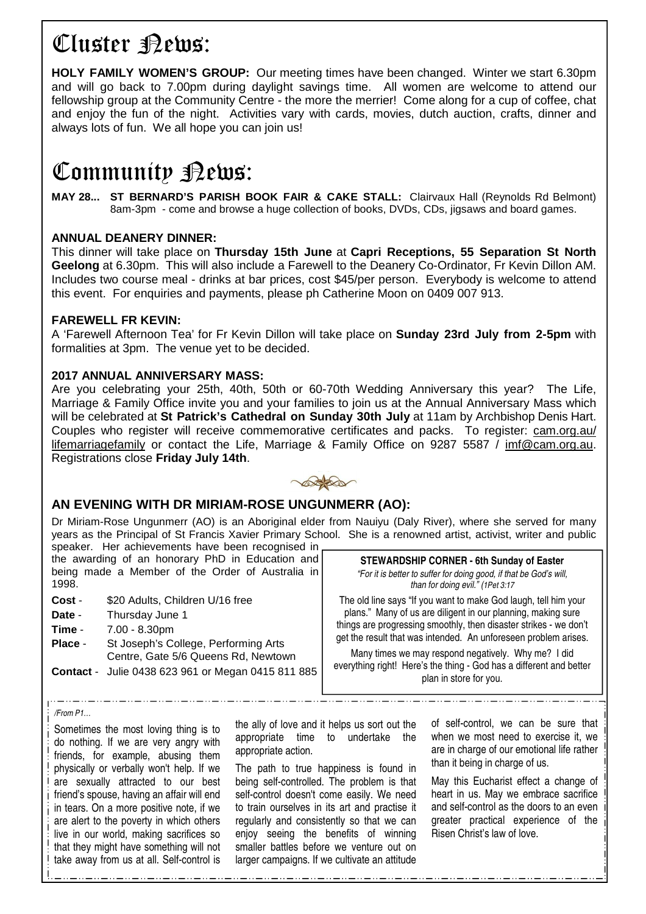# Cluster News:

**HOLY FAMILY WOMEN'S GROUP:** Our meeting times have been changed. Winter we start 6.30pm and will go back to 7.00pm during daylight savings time. All women are welcome to attend our fellowship group at the Community Centre - the more the merrier! Come along for a cup of coffee, chat and enjoy the fun of the night. Activities vary with cards, movies, dutch auction, crafts, dinner and always lots of fun. We all hope you can join us!

# Community News:

**MAY 28... ST BERNARD'S PARISH BOOK FAIR & CAKE STALL:** Clairvaux Hall (Reynolds Rd Belmont) 8am-3pm - come and browse a huge collection of books, DVDs, CDs, jigsaws and board games.

**ANNUAL DEANERY DINNER:**

This dinner will take place on **Thursday 15th June** at **Capri Receptions, 55 Separation St North Geelong** at 6.30pm. This will also include a Farewell to the Deanery Co-Ordinator, Fr Kevin Dillon AM. Includes two course meal - drinks at bar prices, cost $45/per person. Everybody is welcome to attend this event. For enquiries and payments, please ph Catherine Moon on 0409 007 913.

**FAREWELL FR KEVIN:**

A 'Farewell Afternoon Tea' for Fr Kevin Dillon will take place on **Sunday 23rd July from 2-5pm** with formalities at 3pm. The venue yet to be decided.

**2017 ANNUAL ANNIVERSARY MASS:**

Are you celebrating your 25th, 40th, 50th or 60-70th Wedding Anniversary this year? The Life, Marriage & Family Office invite you and your families to join us at the Annual Anniversary Mass which will be celebrated at **St Patrick's Cathedral on Sunday 30th July** at 11am by Archbishop Denis Hart. Couples who register will receive commemorative certificates and packs. To register: cam.org.au/lifemarriagefamily or contact the Life, Marriage & Family Office on 9287 5587 / imf@cam.org.au. Registrations close **Friday July 14th**.

## AN EVENING WITH DR MIRIAM-ROSE UNGUNMERR (AO):

Dr Miriam-Rose Ungunmerr (AO) is an Aboriginal elder from Nauiyu (Daly River), where she served for many years as the Principal of St Francis Xavier Primary School. She is a renowned artist, activist, writer and public speaker. Her achievements have been recognised in the awarding of an honorary PhD in Education and being made a Member of the Order of Australia in 1998.

**Cost** - $20 Adults, Children U/16 free
**Date** - Thursday June 1
**Time** - 7.00 - 8.30pm
**Place** - St Joseph's College, Performing Arts Centre, Gate 5/6 Queens Rd, Newtown
**Contact** - Julie 0438 623 961 or Megan 0415 811 885

**STEWARDSHIP CORNER - 6th Sunday of Easter**

*"For it is better to suffer for doing good, if that be God's will, than for doing evil." (1Pet 3:17*

The old line says "If you want to make God laugh, tell him your plans." Many of us are diligent in our planning, making sure things are progressing smoothly, then disaster strikes - we don't get the result that was intended. An unforeseen problem arises.

Many times we may respond negatively. Why me? I did everything right! Here's the thing - God has a different and better plan in store for you.

*/From P1…*

Sometimes the most loving thing is to do nothing. If we are very angry with friends, for example, abusing them physically or verbally won't help. If we are sexually attracted to our best friend's spouse, having an affair will end in tears. On a more positive note, if we are alert to the poverty in which others live in our world, making sacrifices so that they might have something will not take away from us at all. Self-control is the ally of love and it helps us sort out the appropriate time to undertake the appropriate action.

The path to true happiness is found in being self-controlled. The problem is that self-control doesn't come easily. We need to train ourselves in its art and practise it regularly and consistently so that we can enjoy seeing the benefits of winning smaller battles before we venture out on larger campaigns. If we cultivate an attitude of self-control, we can be sure that when we most need to exercise it, we are in charge of our emotional life rather than it being in charge of us.

May this Eucharist effect a change of heart in us. May we embrace sacrifice and self-control as the doors to an even greater practical experience of the Risen Christ's law of love.